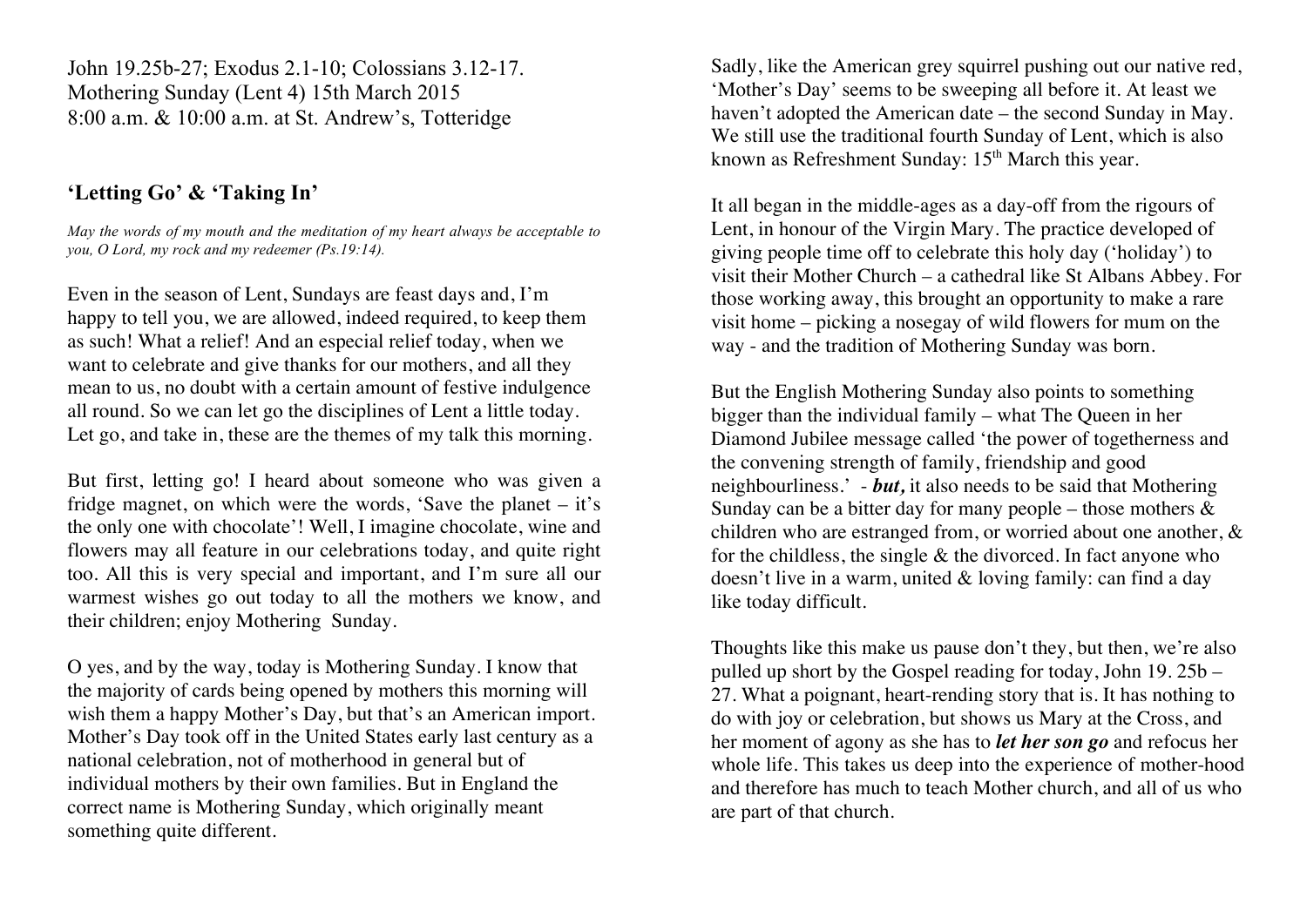John 19.25b-27; Exodus 2.1-10; Colossians 3.12-17.
Mothering Sunday (Lent 4) 15th March 2015
8:00 a.m. & 10:00 a.m. at St. Andrew's, Totteridge

## 'Letting Go' & 'Taking In'

*May the words of my mouth and the meditation of my heart always be acceptable to you, O Lord, my rock and my redeemer (Ps.19:14).*

Even in the season of Lent, Sundays are feast days and, I'm happy to tell you, we are allowed, indeed required, to keep them as such! What a relief! And an especial relief today, when we want to celebrate and give thanks for our mothers, and all they mean to us, no doubt with a certain amount of festive indulgence all round. So we can let go the disciplines of Lent a little today. Let go, and take in, these are the themes of my talk this morning.

But first, letting go! I heard about someone who was given a fridge magnet, on which were the words, 'Save the planet – it's the only one with chocolate'! Well, I imagine chocolate, wine and flowers may all feature in our celebrations today, and quite right too. All this is very special and important, and I'm sure all our warmest wishes go out today to all the mothers we know, and their children; enjoy Mothering Sunday.

O yes, and by the way, today is Mothering Sunday. I know that the majority of cards being opened by mothers this morning will wish them a happy Mother's Day, but that's an American import. Mother's Day took off in the United States early last century as a national celebration, not of motherhood in general but of individual mothers by their own families. But in England the correct name is Mothering Sunday, which originally meant something quite different.

Sadly, like the American grey squirrel pushing out our native red, 'Mother's Day' seems to be sweeping all before it. At least we haven't adopted the American date – the second Sunday in May. We still use the traditional fourth Sunday of Lent, which is also known as Refreshment Sunday: 15th March this year.

It all began in the middle-ages as a day-off from the rigours of Lent, in honour of the Virgin Mary. The practice developed of giving people time off to celebrate this holy day ('holiday') to visit their Mother Church – a cathedral like St Albans Abbey. For those working away, this brought an opportunity to make a rare visit home – picking a nosegay of wild flowers for mum on the way - and the tradition of Mothering Sunday was born.

But the English Mothering Sunday also points to something bigger than the individual family – what The Queen in her Diamond Jubilee message called 'the power of togetherness and the convening strength of family, friendship and good neighbourliness.' - ***but,*** it also needs to be said that Mothering Sunday can be a bitter day for many people – those mothers & children who are estranged from, or worried about one another, & for the childless, the single & the divorced. In fact anyone who doesn't live in a warm, united & loving family: can find a day like today difficult.

Thoughts like this make us pause don't they, but then, we're also pulled up short by the Gospel reading for today, John 19. 25b – 27. What a poignant, heart-rending story that is. It has nothing to do with joy or celebration, but shows us Mary at the Cross, and her moment of agony as she has to ***let her son go*** and refocus her whole life. This takes us deep into the experience of mother-hood and therefore has much to teach Mother church, and all of us who are part of that church.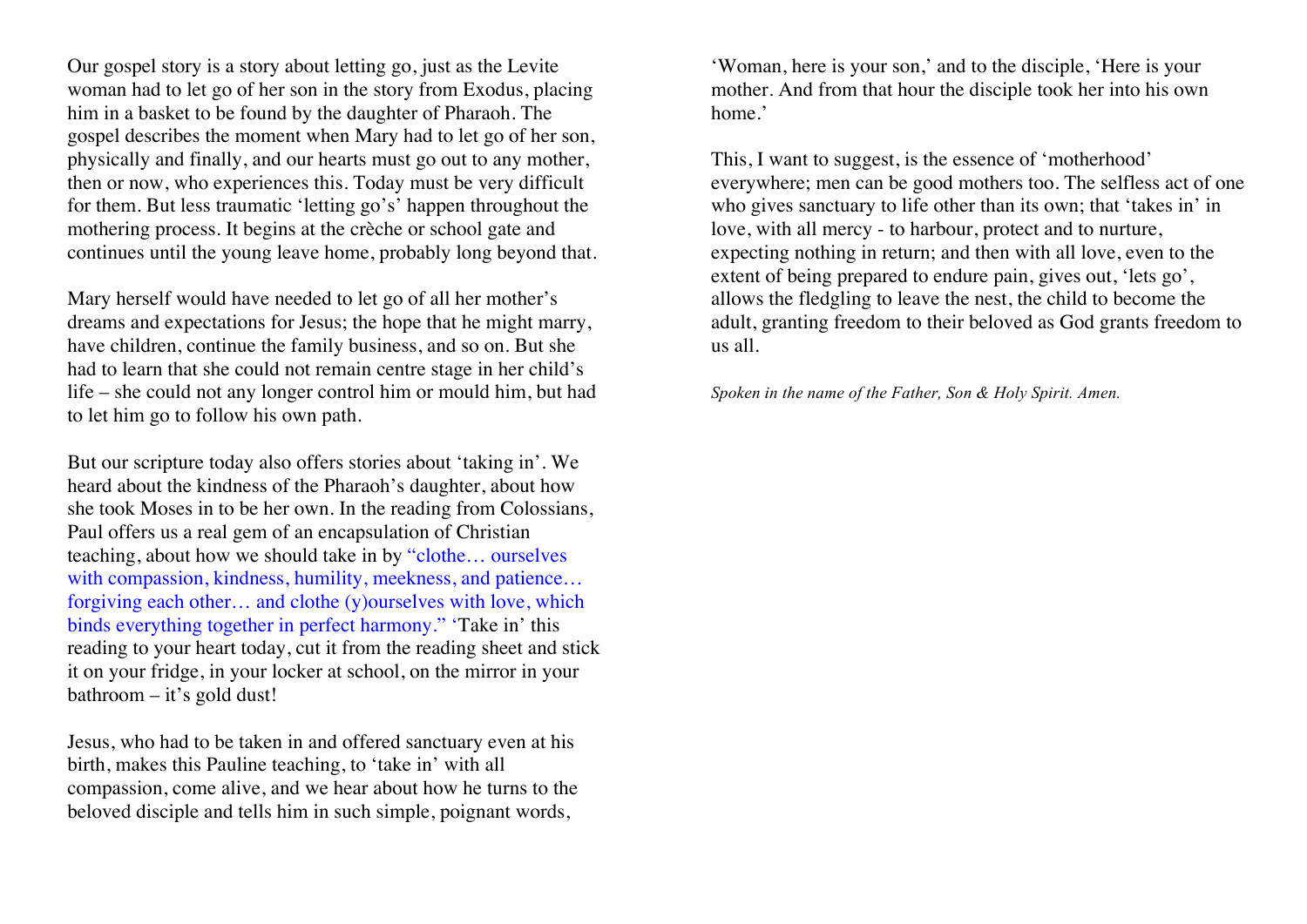Our gospel story is a story about letting go, just as the Levite woman had to let go of her son in the story from Exodus, placing him in a basket to be found by the daughter of Pharaoh. The gospel describes the moment when Mary had to let go of her son, physically and finally, and our hearts must go out to any mother, then or now, who experiences this. Today must be very difficult for them. But less traumatic 'letting go's' happen throughout the mothering process. It begins at the crèche or school gate and continues until the young leave home, probably long beyond that.

Mary herself would have needed to let go of all her mother's dreams and expectations for Jesus; the hope that he might marry, have children, continue the family business, and so on. But she had to learn that she could not remain centre stage in her child's life – she could not any longer control him or mould him, but had to let him go to follow his own path.

But our scripture today also offers stories about 'taking in'. We heard about the kindness of the Pharaoh's daughter, about how she took Moses in to be her own. In the reading from Colossians, Paul offers us a real gem of an encapsulation of Christian teaching, about how we should take in by "clothe… ourselves with compassion, kindness, humility, meekness, and patience… forgiving each other… and clothe (y)ourselves with love, which binds everything together in perfect harmony." 'Take in' this reading to your heart today, cut it from the reading sheet and stick it on your fridge, in your locker at school, on the mirror in your bathroom – it's gold dust!

Jesus, who had to be taken in and offered sanctuary even at his birth, makes this Pauline teaching, to 'take in' with all compassion, come alive, and we hear about how he turns to the beloved disciple and tells him in such simple, poignant words, 'Woman, here is your son,' and to the disciple, 'Here is your mother. And from that hour the disciple took her into his own home.'

This, I want to suggest, is the essence of 'motherhood' everywhere; men can be good mothers too. The selfless act of one who gives sanctuary to life other than its own; that 'takes in' in love, with all mercy - to harbour, protect and to nurture, expecting nothing in return; and then with all love, even to the extent of being prepared to endure pain, gives out, 'lets go', allows the fledgling to leave the nest, the child to become the adult, granting freedom to their beloved as God grants freedom to us all.

*Spoken in the name of the Father, Son & Holy Spirit. Amen.*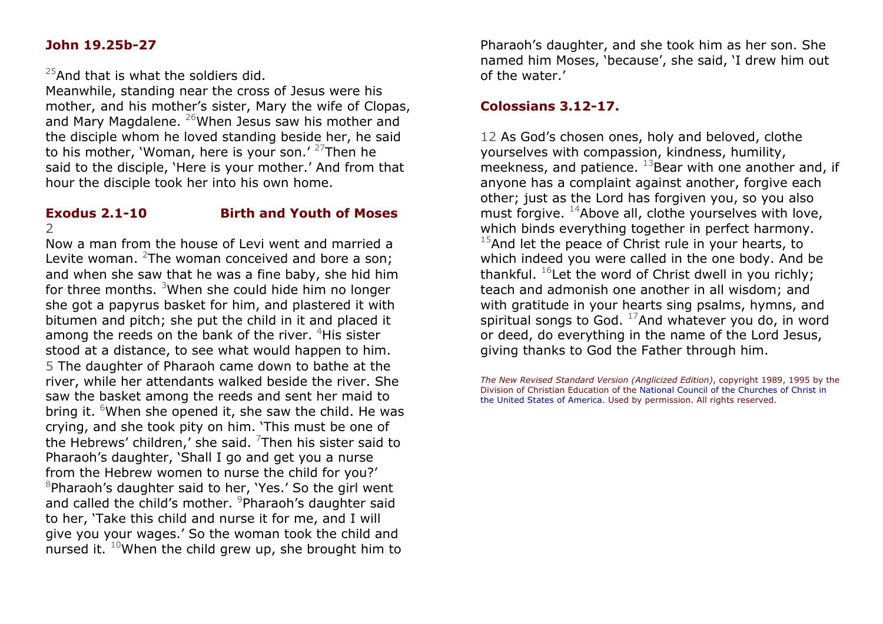### John 19.25b-27

[25]And that is what the soldiers did.
Meanwhile, standing near the cross of Jesus were his mother, and his mother's sister, Mary the wife of Clopas, and Mary Magdalene. [26]When Jesus saw his mother and the disciple whom he loved standing beside her, he said to his mother, 'Woman, here is your son.' [27]Then he said to the disciple, 'Here is your mother.' And from that hour the disciple took her into his own home.

### Exodus 2.1-10 Birth and Youth of Moses

2
Now a man from the house of Levi went and married a Levite woman. [2]The woman conceived and bore a son; and when she saw that he was a fine baby, she hid him for three months. [3]When she could hide him no longer she got a papyrus basket for him, and plastered it with bitumen and pitch; she put the child in it and placed it among the reeds on the bank of the river. [4]His sister stood at a distance, to see what would happen to him.
5 The daughter of Pharaoh came down to bathe at the river, while her attendants walked beside the river. She saw the basket among the reeds and sent her maid to bring it. [6]When she opened it, she saw the child. He was crying, and she took pity on him. 'This must be one of the Hebrews' children,' she said. [7]Then his sister said to Pharaoh's daughter, 'Shall I go and get you a nurse from the Hebrew women to nurse the child for you?' [8]Pharaoh's daughter said to her, 'Yes.' So the girl went and called the child's mother. [9]Pharaoh's daughter said to her, 'Take this child and nurse it for me, and I will give you your wages.' So the woman took the child and nursed it. [10]When the child grew up, she brought him to Pharaoh's daughter, and she took him as her son. She named him Moses, 'because', she said, 'I drew him out of the water.'

### Colossians 3.12-17.

12 As God's chosen ones, holy and beloved, clothe yourselves with compassion, kindness, humility, meekness, and patience. [13]Bear with one another and, if anyone has a complaint against another, forgive each other; just as the Lord has forgiven you, so you also must forgive. [14]Above all, clothe yourselves with love, which binds everything together in perfect harmony. [15]And let the peace of Christ rule in your hearts, to which indeed you were called in the one body. And be thankful. [16]Let the word of Christ dwell in you richly; teach and admonish one another in all wisdom; and with gratitude in your hearts sing psalms, hymns, and spiritual songs to God. [17]And whatever you do, in word or deed, do everything in the name of the Lord Jesus, giving thanks to God the Father through him.

*The New Revised Standard Version (Anglicized Edition)*, copyright 1989, 1995 by the Division of Christian Education of the National Council of the Churches of Christ in the United States of America. Used by permission. All rights reserved.